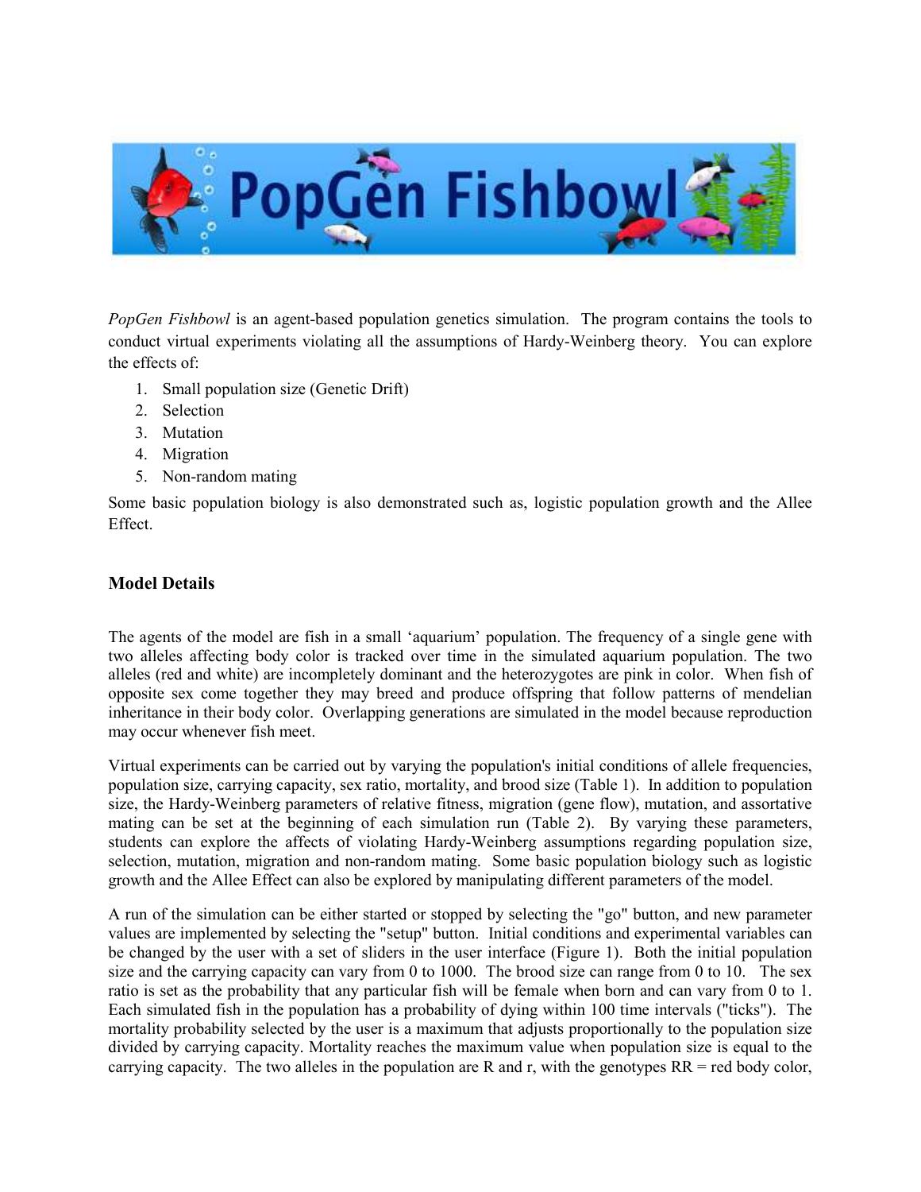# PopGen Fishbowl

*PopGen Fishbowl* is an agent-based population genetics simulation. The program contains the tools to conduct virtual experiments violating all the assumptions of Hardy-Weinberg theory. You can explore the effects of:

1. Small population size (Genetic Drift)
2. Selection
3. Mutation
4. Migration
5. Non-random mating

Some basic population biology is also demonstrated such as, logistic population growth and the Allee Effect.

## Model Details

The agents of the model are fish in a small 'aquarium' population. The frequency of a single gene with two alleles affecting body color is tracked over time in the simulated aquarium population. The two alleles (red and white) are incompletely dominant and the heterozygotes are pink in color. When fish of opposite sex come together they may breed and produce offspring that follow patterns of mendelian inheritance in their body color. Overlapping generations are simulated in the model because reproduction may occur whenever fish meet.

Virtual experiments can be carried out by varying the population's initial conditions of allele frequencies, population size, carrying capacity, sex ratio, mortality, and brood size (Table 1). In addition to population size, the Hardy-Weinberg parameters of relative fitness, migration (gene flow), mutation, and assortative mating can be set at the beginning of each simulation run (Table 2). By varying these parameters, students can explore the affects of violating Hardy-Weinberg assumptions regarding population size, selection, mutation, migration and non-random mating. Some basic population biology such as logistic growth and the Allee Effect can also be explored by manipulating different parameters of the model.

A run of the simulation can be either started or stopped by selecting the "go" button, and new parameter values are implemented by selecting the "setup" button. Initial conditions and experimental variables can be changed by the user with a set of sliders in the user interface (Figure 1). Both the initial population size and the carrying capacity can vary from 0 to 1000. The brood size can range from 0 to 10. The sex ratio is set as the probability that any particular fish will be female when born and can vary from 0 to 1. Each simulated fish in the population has a probability of dying within 100 time intervals ("ticks"). The mortality probability selected by the user is a maximum that adjusts proportionally to the population size divided by carrying capacity. Mortality reaches the maximum value when population size is equal to the carrying capacity. The two alleles in the population are R and r, with the genotypes RR = red body color,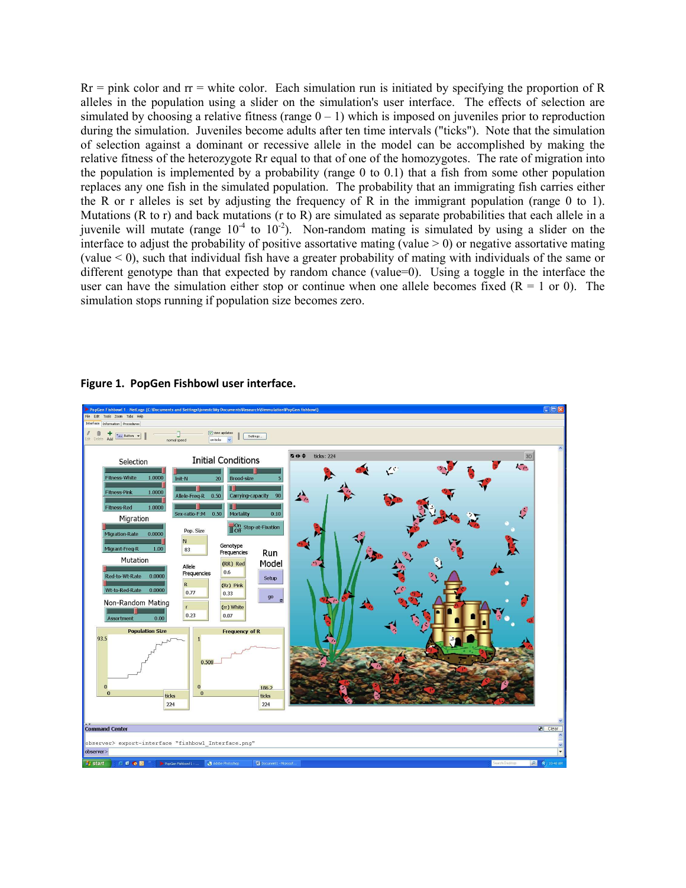Rr = pink color and rr = white color. Each simulation run is initiated by specifying the proportion of R alleles in the population using a slider on the simulation's user interface. The effects of selection are simulated by choosing a relative fitness (range 0 – 1) which is imposed on juveniles prior to reproduction during the simulation. Juveniles become adults after ten time intervals ("ticks"). Note that the simulation of selection against a dominant or recessive allele in the model can be accomplished by making the relative fitness of the heterozygote Rr equal to that of one of the homozygotes. The rate of migration into the population is implemented by a probability (range 0 to 0.1) that a fish from some other population replaces any one fish in the simulated population. The probability that an immigrating fish carries either the R or r alleles is set by adjusting the frequency of R in the immigrant population (range 0 to 1). Mutations (R to r) and back mutations (r to R) are simulated as separate probabilities that each allele in a juvenile will mutate (range $10^{-4}$ to $10^{-2}$). Non-random mating is simulated by using a slider on the interface to adjust the probability of positive assortative mating (value > 0) or negative assortative mating (value < 0), such that individual fish have a greater probability of mating with individuals of the same or different genotype than that expected by random chance (value=0). Using a toggle in the interface the user can have the simulation either stop or continue when one allele becomes fixed (R = 1 or 0). The simulation stops running if population size becomes zero.

**Figure 1. PopGen Fishbowl user interface.**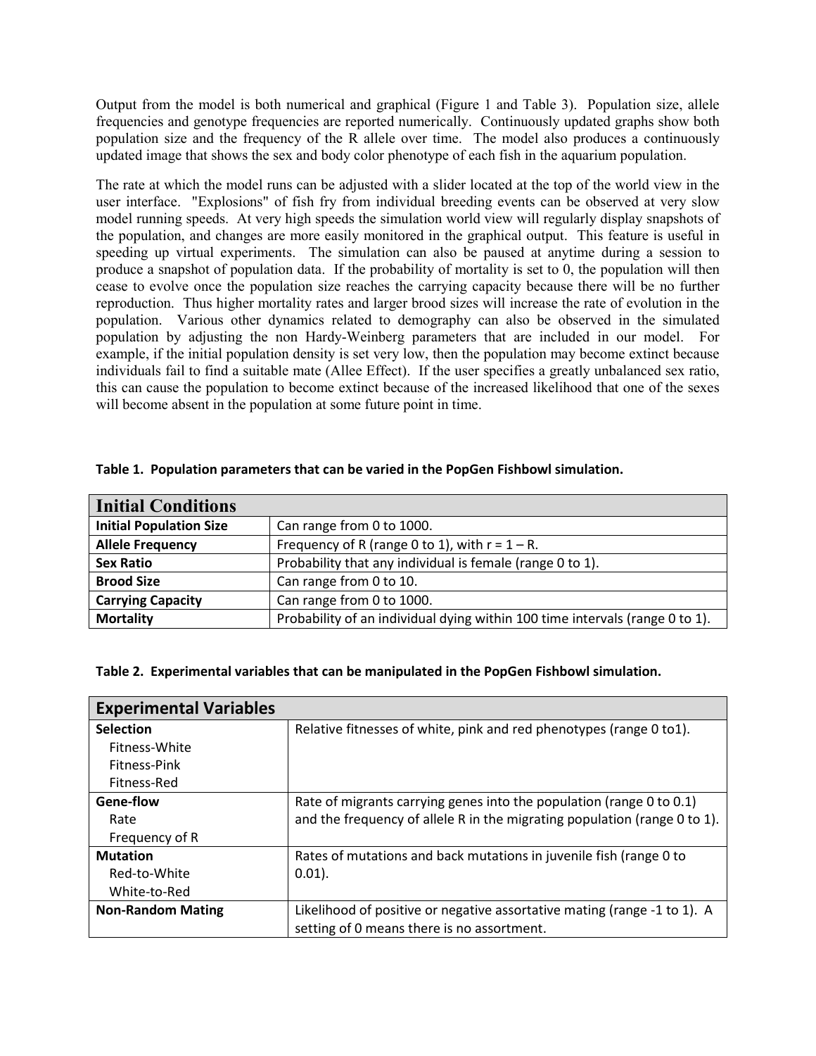Output from the model is both numerical and graphical (Figure 1 and Table 3). Population size, allele frequencies and genotype frequencies are reported numerically. Continuously updated graphs show both population size and the frequency of the R allele over time. The model also produces a continuously updated image that shows the sex and body color phenotype of each fish in the aquarium population.

The rate at which the model runs can be adjusted with a slider located at the top of the world view in the user interface. "Explosions" of fish fry from individual breeding events can be observed at very slow model running speeds. At very high speeds the simulation world view will regularly display snapshots of the population, and changes are more easily monitored in the graphical output. This feature is useful in speeding up virtual experiments. The simulation can also be paused at anytime during a session to produce a snapshot of population data. If the probability of mortality is set to 0, the population will then cease to evolve once the population size reaches the carrying capacity because there will be no further reproduction. Thus higher mortality rates and larger brood sizes will increase the rate of evolution in the population. Various other dynamics related to demography can also be observed in the simulated population by adjusting the non Hardy-Weinberg parameters that are included in our model. For example, if the initial population density is set very low, then the population may become extinct because individuals fail to find a suitable mate (Allee Effect). If the user specifies a greatly unbalanced sex ratio, this can cause the population to become extinct because of the increased likelihood that one of the sexes will become absent in the population at some future point in time.

**Table 1. Population parameters that can be varied in the PopGen Fishbowl simulation.**

| Initial Conditions | |
|---|---|
| **Initial Population Size** | Can range from 0 to 1000. |
| **Allele Frequency** | Frequency of R (range 0 to 1), with r = 1 – R. |
| **Sex Ratio** | Probability that any individual is female (range 0 to 1). |
| **Brood Size** | Can range from 0 to 10. |
| **Carrying Capacity** | Can range from 0 to 1000. |
| **Mortality** | Probability of an individual dying within 100 time intervals (range 0 to 1). |

**Table 2. Experimental variables that can be manipulated in the PopGen Fishbowl simulation.**

| Experimental Variables | |
|---|---|
| **Selection**<br>Fitness-White<br>Fitness-Pink<br>Fitness-Red | Relative fitnesses of white, pink and red phenotypes (range 0 to1). |
| **Gene-flow**<br>Rate<br>Frequency of R | Rate of migrants carrying genes into the population (range 0 to 0.1) and the frequency of allele R in the migrating population (range 0 to 1). |
| **Mutation**<br>Red-to-White<br>White-to-Red | Rates of mutations and back mutations in juvenile fish (range 0 to 0.01). |
| **Non-Random Mating** | Likelihood of positive or negative assortative mating (range -1 to 1). A setting of 0 means there is no assortment. |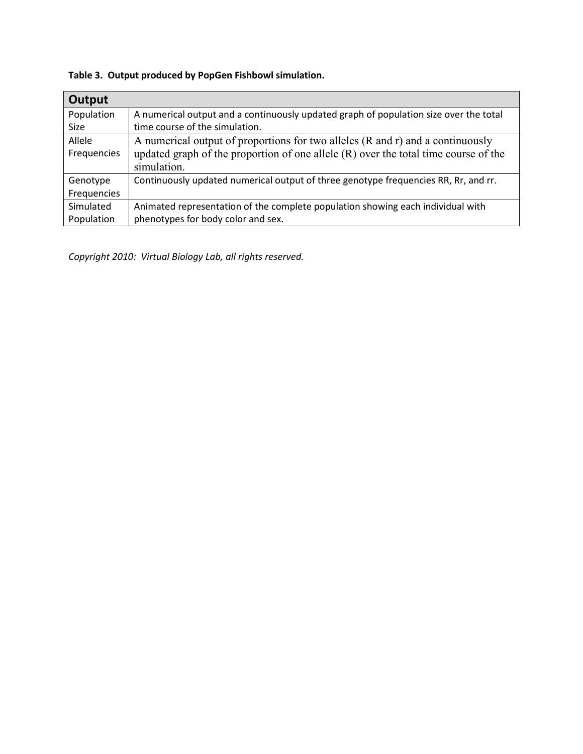**Table 3. Output produced by PopGen Fishbowl simulation.**

| Output | |
|---|---|
| Population Size | A numerical output and a continuously updated graph of population size over the total time course of the simulation. |
| Allele Frequencies | A numerical output of proportions for two alleles (R and r) and a continuously updated graph of the proportion of one allele (R) over the total time course of the simulation. |
| Genotype Frequencies | Continuously updated numerical output of three genotype frequencies RR, Rr, and rr. |
| Simulated Population | Animated representation of the complete population showing each individual with phenotypes for body color and sex. |

*Copyright 2010: Virtual Biology Lab, all rights reserved.*